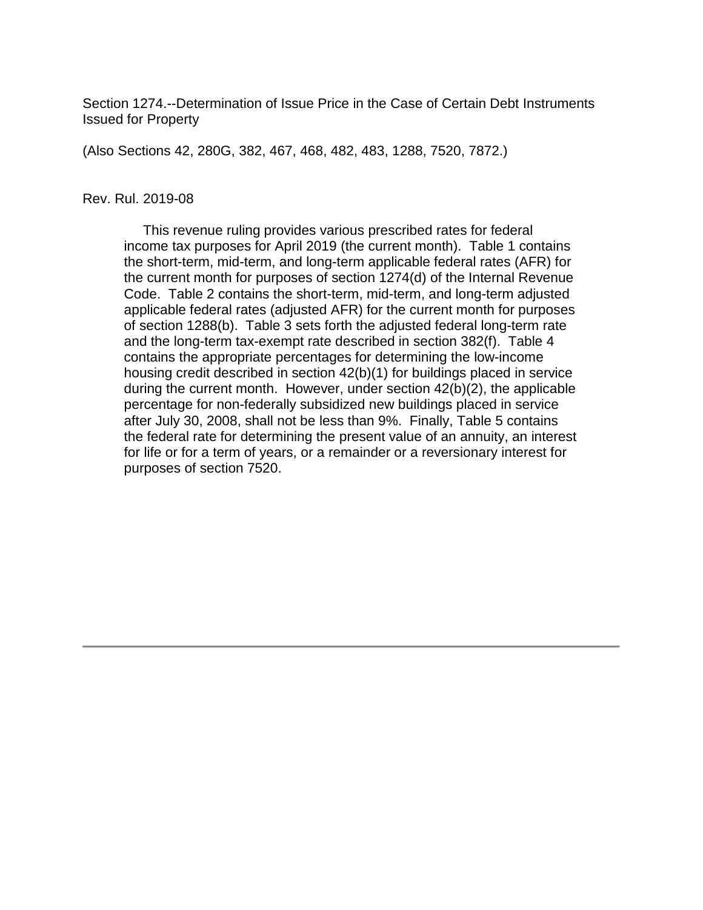Section 1274.--Determination of Issue Price in the Case of Certain Debt Instruments Issued for Property

(Also Sections 42, 280G, 382, 467, 468, 482, 483, 1288, 7520, 7872.)

Rev. Rul. 2019-08

This revenue ruling provides various prescribed rates for federal income tax purposes for April 2019 (the current month). Table 1 contains the short-term, mid-term, and long-term applicable federal rates (AFR) for the current month for purposes of section 1274(d) of the Internal Revenue Code. Table 2 contains the short-term, mid-term, and long-term adjusted applicable federal rates (adjusted AFR) for the current month for purposes of section 1288(b). Table 3 sets forth the adjusted federal long-term rate and the long-term tax-exempt rate described in section 382(f). Table 4 contains the appropriate percentages for determining the low-income housing credit described in section 42(b)(1) for buildings placed in service during the current month. However, under section 42(b)(2), the applicable percentage for non-federally subsidized new buildings placed in service after July 30, 2008, shall not be less than 9%. Finally, Table 5 contains the federal rate for determining the present value of an annuity, an interest for life or for a term of years, or a remainder or a reversionary interest for purposes of section 7520.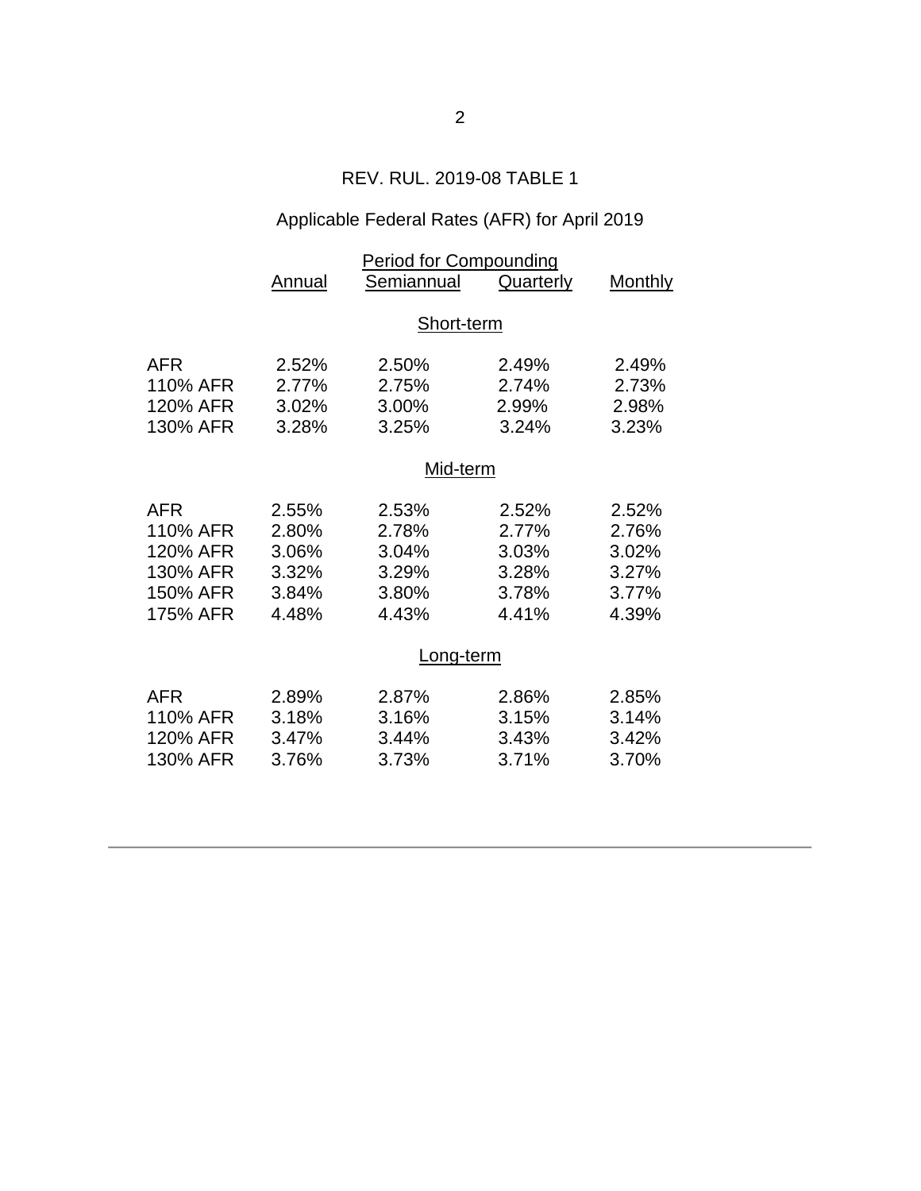REV. RUL. 2019-08 TABLE 1

Applicable Federal Rates (AFR) for April 2019

| | Period for Compounding | | | |
|---|---|---|---|---|
| | Annual | Semiannual | Quarterly | Monthly |
| | | **Short-term** | | |
| AFR | 2.52% | 2.50% | 2.49% | 2.49% |
| 110% AFR | 2.77% | 2.75% | 2.74% | 2.73% |
| 120% AFR | 3.02% | 3.00% | 2.99% | 2.98% |
| 130% AFR | 3.28% | 3.25% | 3.24% | 3.23% |
| | | **Mid-term** | | |
| AFR | 2.55% | 2.53% | 2.52% | 2.52% |
| 110% AFR | 2.80% | 2.78% | 2.77% | 2.76% |
| 120% AFR | 3.06% | 3.04% | 3.03% | 3.02% |
| 130% AFR | 3.32% | 3.29% | 3.28% | 3.27% |
| 150% AFR | 3.84% | 3.80% | 3.78% | 3.77% |
| 175% AFR | 4.48% | 4.43% | 4.41% | 4.39% |
| | | **Long-term** | | |
| AFR | 2.89% | 2.87% | 2.86% | 2.85% |
| 110% AFR | 3.18% | 3.16% | 3.15% | 3.14% |
| 120% AFR | 3.47% | 3.44% | 3.43% | 3.42% |
| 130% AFR | 3.76% | 3.73% | 3.71% | 3.70% |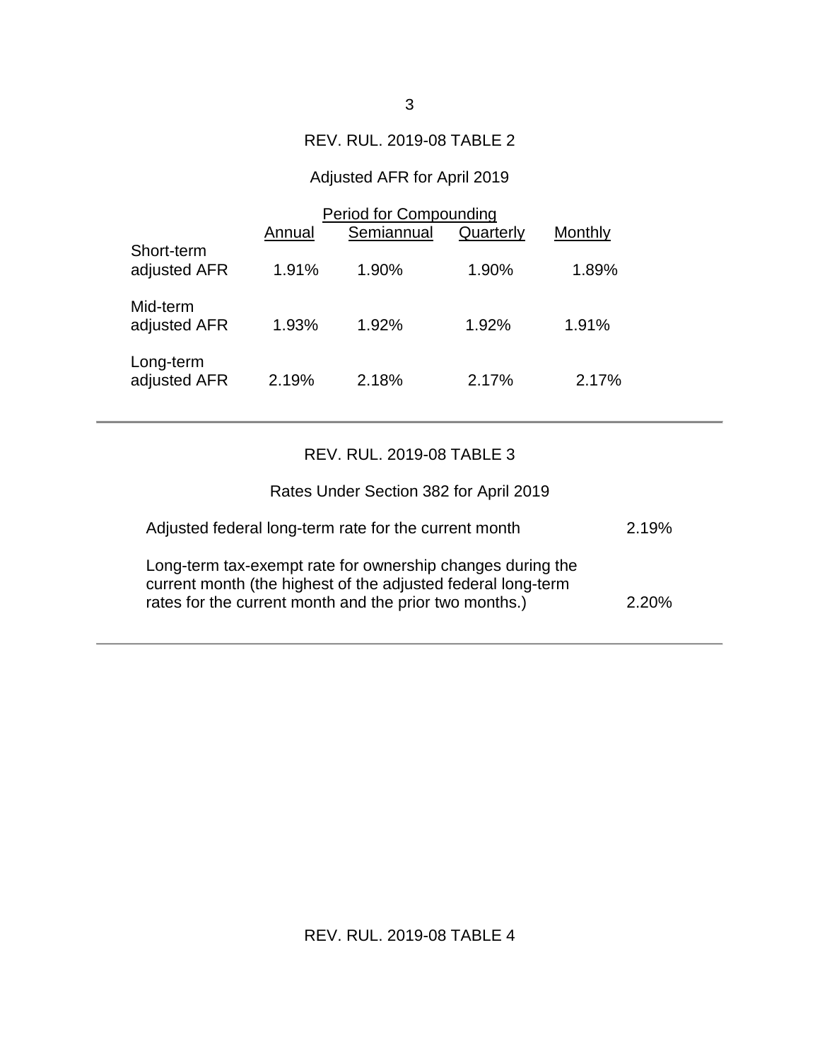REV. RUL. 2019-08 TABLE 2

Adjusted AFR for April 2019

| | Period for Compounding | | | |
|---|---|---|---|---|
| | Annual | Semiannual | Quarterly | Monthly |
| Short-term adjusted AFR | 1.91% | 1.90% | 1.90% | 1.89% |
| Mid-term adjusted AFR | 1.93% | 1.92% | 1.92% | 1.91% |
| Long-term adjusted AFR | 2.19% | 2.18% | 2.17% | 2.17% |

---

REV. RUL. 2019-08 TABLE 3

Rates Under Section 382 for April 2019

| | |
|---|---|
| Adjusted federal long-term rate for the current month | 2.19% |
| Long-term tax-exempt rate for ownership changes during the current month (the highest of the adjusted federal long-term rates for the current month and the prior two months.) | 2.20% |

---

REV. RUL. 2019-08 TABLE 4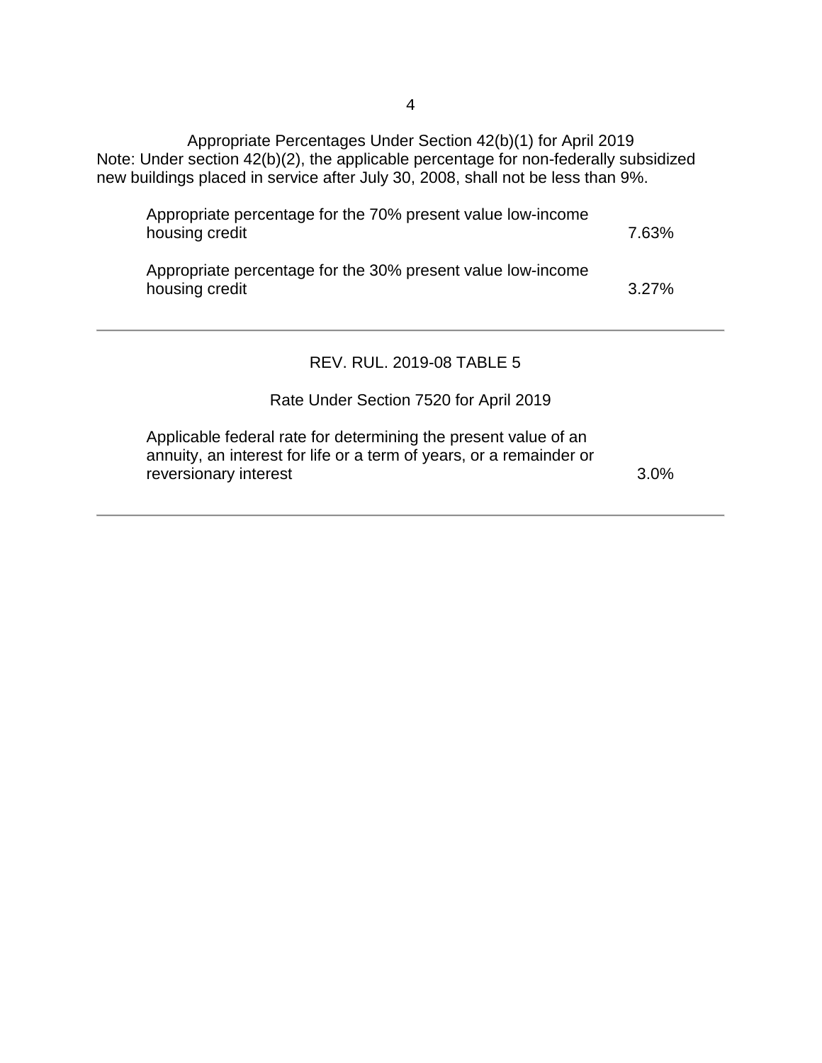Appropriate Percentages Under Section 42(b)(1) for April 2019

Note: Under section 42(b)(2), the applicable percentage for non-federally subsidized new buildings placed in service after July 30, 2008, shall not be less than 9%.

| | |
|---|---|
| Appropriate percentage for the 70% present value low-income housing credit | 7.63% |
| Appropriate percentage for the 30% present value low-income housing credit | 3.27% |

---

REV. RUL. 2019-08 TABLE 5

Rate Under Section 7520 for April 2019

| | |
|---|---|
| Applicable federal rate for determining the present value of an annuity, an interest for life or a term of years, or a remainder or reversionary interest | 3.0% |

---